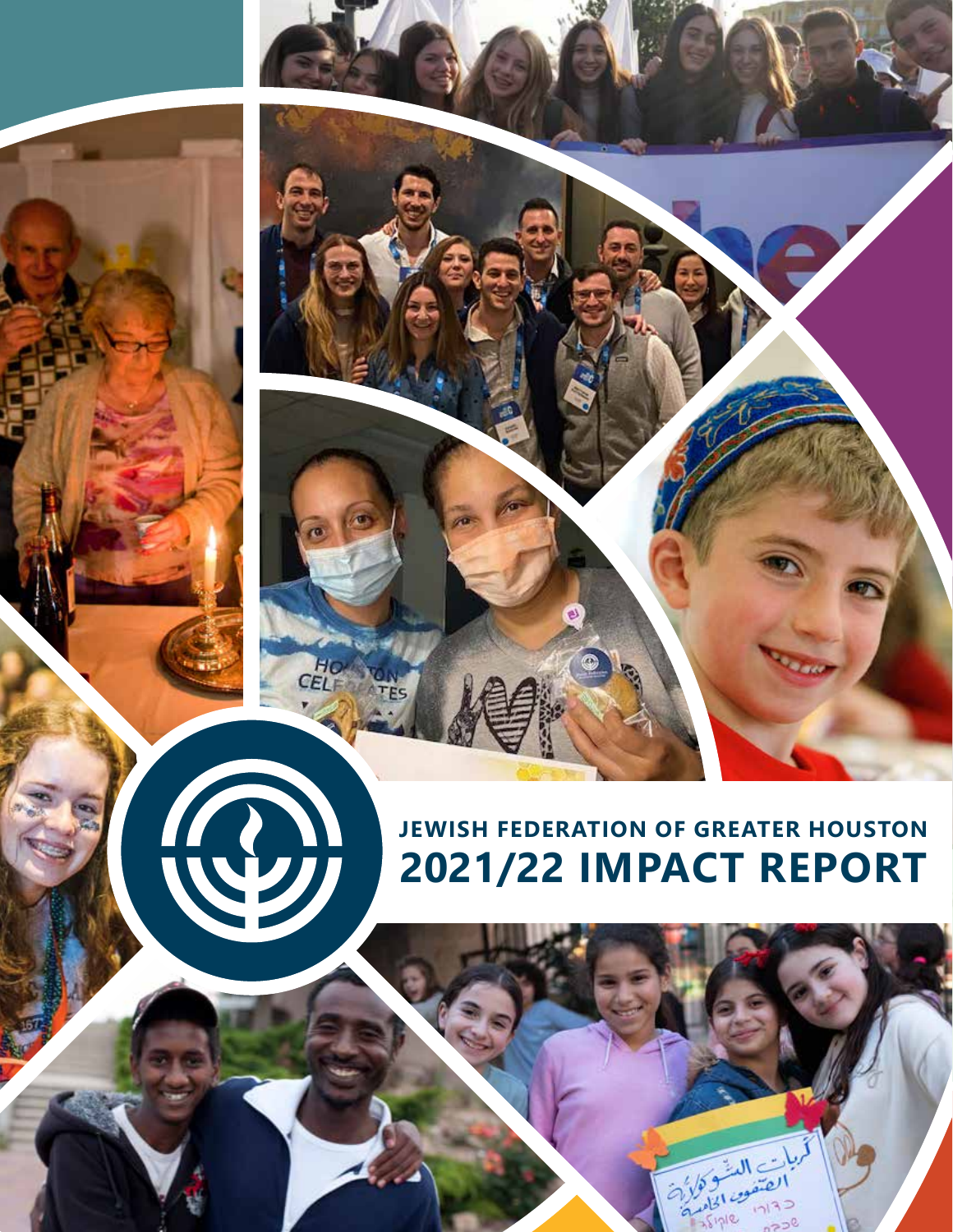# JEWISH FEDERATION OF GREATER HOUSTON

# 2021/22 IMPACT REPORT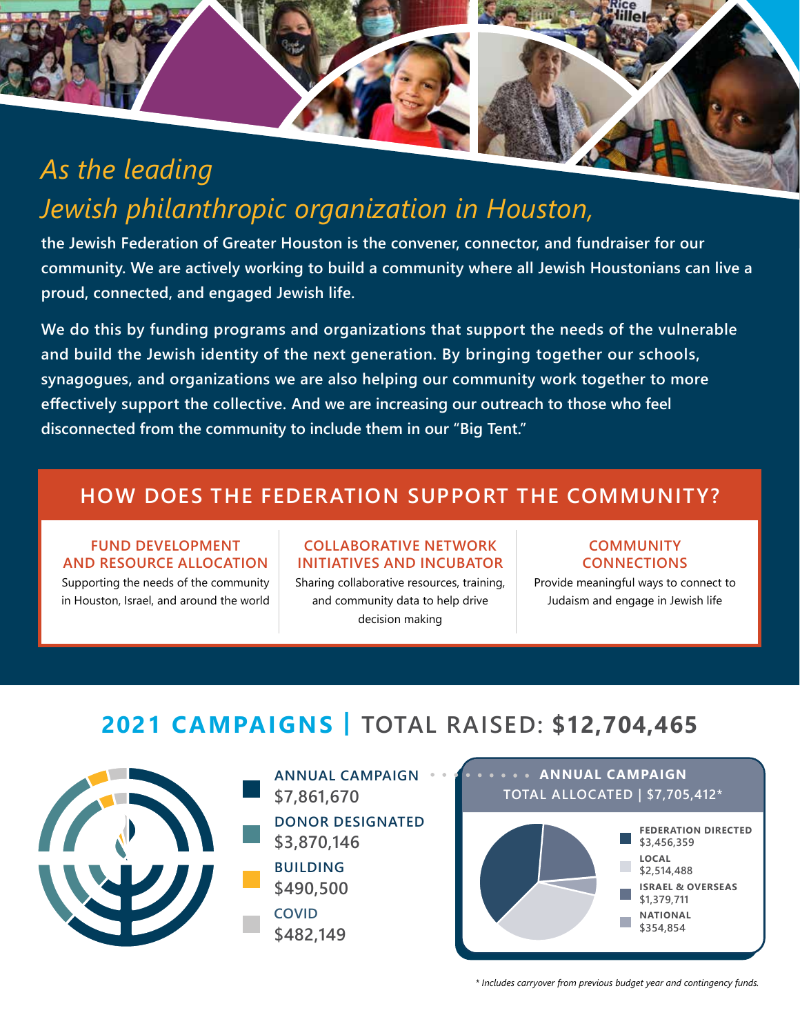*As the leading Jewish philanthropic organization in Houston,*

**the Jewish Federation of Greater Houston is the convener, connector, and fundraiser for our community. We are actively working to build a community where all Jewish Houstonians can live a proud, connected, and engaged Jewish life.**

**We do this by funding programs and organizations that support the needs of the vulnerable and build the Jewish identity of the next generation. By bringing together our schools, synagogues, and organizations we are also helping our community work together to more effectively support the collective. And we are increasing our outreach to those who feel disconnected from the community to include them in our "Big Tent."**

## HOW DOES THE FEDERATION SUPPORT THE COMMUNITY?

**FUND DEVELOPMENT AND RESOURCE ALLOCATION**
Supporting the needs of the community in Houston, Israel, and around the world

**COLLABORATIVE NETWORK INITIATIVES AND INCUBATOR**
Sharing collaborative resources, training, and community data to help drive decision making

**COMMUNITY CONNECTIONS**
Provide meaningful ways to connect to Judaism and engage in Jewish life

## 2021 CAMPAIGNS | TOTAL RAISED: $12,704,465

- **ANNUAL CAMPAIGN** $7,861,670
- **DONOR DESIGNATED** $3,870,146
- **BUILDING** $490,500
- **COVID** $482,149

### ANNUAL CAMPAIGN TOTAL ALLOCATED | $7,705,412*

- **FEDERATION DIRECTED** $3,456,359
- **LOCAL** $2,514,488
- **ISRAEL & OVERSEAS** $1,379,711
- **NATIONAL** $354,854

*\* Includes carryover from previous budget year and contingency funds.*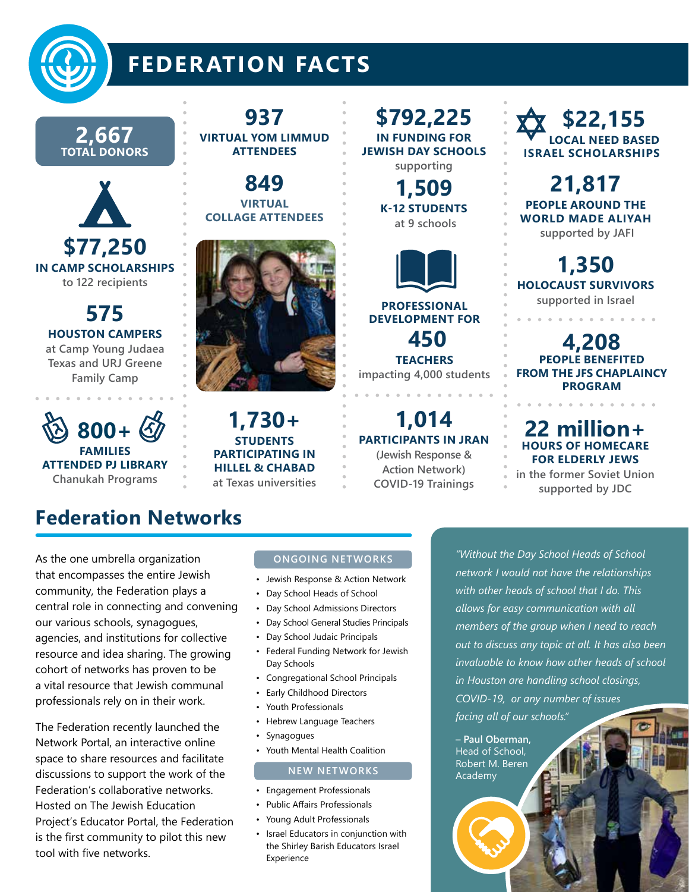# FEDERATION FACTS

**2,667**
**TOTAL DONORS**

**$77,250**
**IN CAMP SCHOLARSHIPS**
to 122 recipients

**575**
**HOUSTON CAMPERS**
at Camp Young Judaea Texas and URJ Greene Family Camp

**800+**
**FAMILIES ATTENDED PJ LIBRARY**
Chanukah Programs

**937**
**VIRTUAL YOM LIMMUD ATTENDEES**

**849**
**VIRTUAL COLLAGE ATTENDEES**

**1,730+**
**STUDENTS PARTICIPATING IN HILLEL & CHABAD**
at Texas universities

**$792,225**
**IN FUNDING FOR JEWISH DAY SCHOOLS**
supporting

**1,509**
**K-12 STUDENTS**
at 9 schools

**PROFESSIONAL DEVELOPMENT FOR**
**450**
**TEACHERS**
impacting 4,000 students

**1,014**
**PARTICIPANTS IN JRAN**
(Jewish Response & Action Network) COVID-19 Trainings

**$22,155**
**LOCAL NEED BASED ISRAEL SCHOLARSHIPS**

**21,817**
**PEOPLE AROUND THE WORLD MADE ALIYAH**
supported by JAFI

**1,350**
**HOLOCAUST SURVIVORS**
supported in Israel

**4,208**
**PEOPLE BENEFITED FROM THE JFS CHAPLAINCY PROGRAM**

**22 million+**
**HOURS OF HOMECARE FOR ELDERLY JEWS**
in the former Soviet Union supported by JDC

## Federation Networks

As the one umbrella organization that encompasses the entire Jewish community, the Federation plays a central role in connecting and convening our various schools, synagogues, agencies, and institutions for collective resource and idea sharing. The growing cohort of networks has proven to be a vital resource that Jewish communal professionals rely on in their work.

The Federation recently launched the Network Portal, an interactive online space to share resources and facilitate discussions to support the work of the Federation's collaborative networks. Hosted on The Jewish Education Project's Educator Portal, the Federation is the first community to pilot this new tool with five networks.

### ONGOING NETWORKS

- Jewish Response & Action Network
- Day School Heads of School
- Day School Admissions Directors
- Day School General Studies Principals
- Day School Judaic Principals
- Federal Funding Network for Jewish Day Schools
- Congregational School Principals
- Early Childhood Directors
- Youth Professionals
- Hebrew Language Teachers
- Synagogues
- Youth Mental Health Coalition

### NEW NETWORKS

- Engagement Professionals
- Public Affairs Professionals
- Young Adult Professionals
- Israel Educators in conjunction with the Shirley Barish Educators Israel Experience

*"Without the Day School Heads of School network I would not have the relationships with other heads of school that I do. This allows for easy communication with all members of the group when I need to reach out to discuss any topic at all. It has also been invaluable to know how other heads of school in Houston are handling school closings, COVID-19, or any number of issues facing all of our schools."*

**– Paul Oberman,**
Head of School,
Robert M. Beren Academy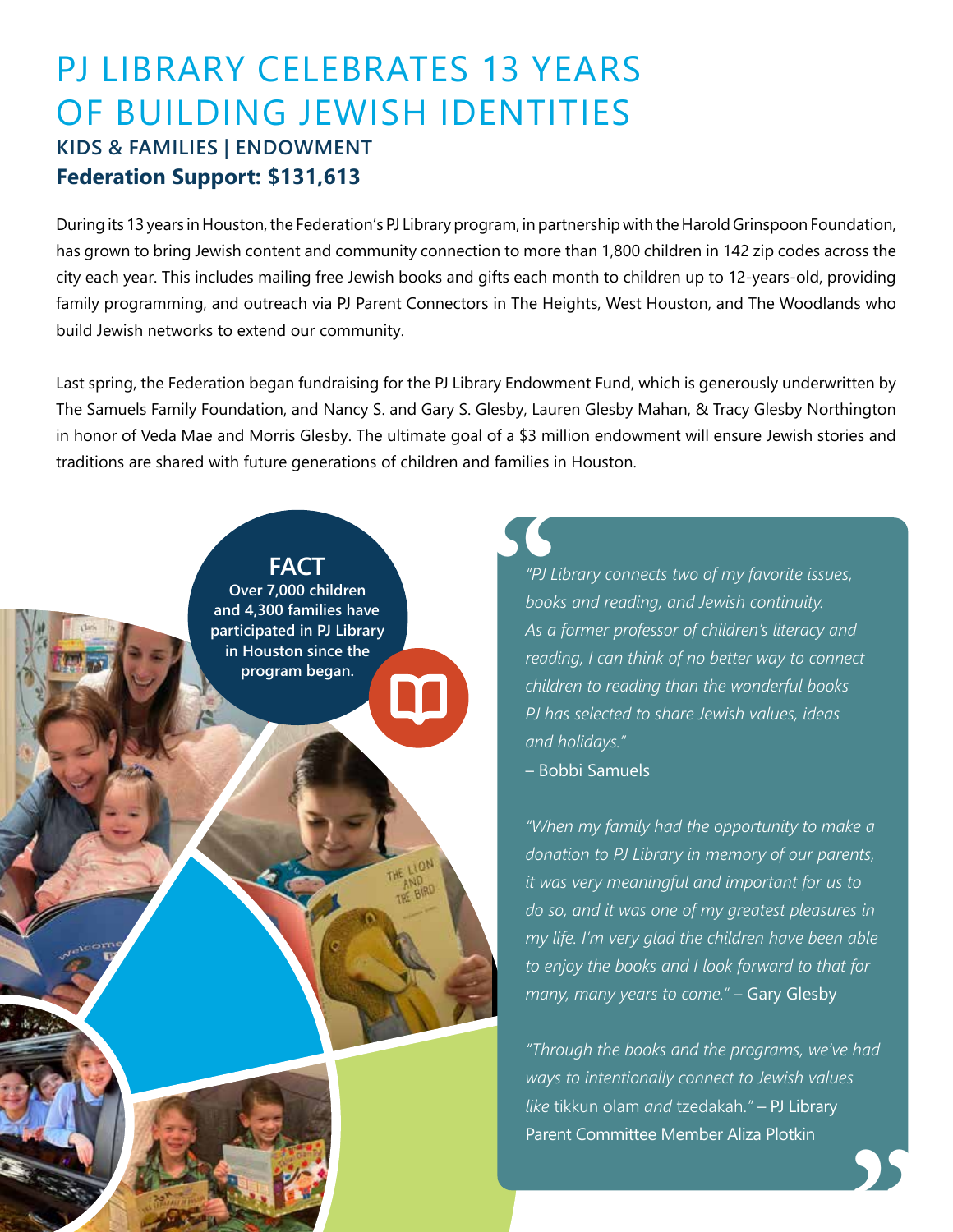# PJ LIBRARY CELEBRATES 13 YEARS OF BUILDING JEWISH IDENTITIES

### KIDS & FAMILIES | ENDOWMENT

**Federation Support: $131,613**

During its 13 years in Houston, the Federation's PJ Library program, in partnership with the Harold Grinspoon Foundation, has grown to bring Jewish content and community connection to more than 1,800 children in 142 zip codes across the city each year. This includes mailing free Jewish books and gifts each month to children up to 12-years-old, providing family programming, and outreach via PJ Parent Connectors in The Heights, West Houston, and The Woodlands who build Jewish networks to extend our community.

Last spring, the Federation began fundraising for the PJ Library Endowment Fund, which is generously underwritten by The Samuels Family Foundation, and Nancy S. and Gary S. Glesby, Lauren Glesby Mahan, & Tracy Glesby Northington in honor of Veda Mae and Morris Glesby. The ultimate goal of a $3 million endowment will ensure Jewish stories and traditions are shared with future generations of children and families in Houston.

**FACT**

**Over 7,000 children and 4,300 families have participated in PJ Library in Houston since the program began.**

*"PJ Library connects two of my favorite issues, books and reading, and Jewish continuity. As a former professor of children's literacy and reading, I can think of no better way to connect children to reading than the wonderful books PJ has selected to share Jewish values, ideas and holidays."*
– Bobbi Samuels

*"When my family had the opportunity to make a donation to PJ Library in memory of our parents, it was very meaningful and important for us to do so, and it was one of my greatest pleasures in my life. I'm very glad the children have been able to enjoy the books and I look forward to that for many, many years to come."* – Gary Glesby

*"Through the books and the programs, we've had ways to intentionally connect to Jewish values like* tikkun olam *and* tzedakah.*"* – PJ Library Parent Committee Member Aliza Plotkin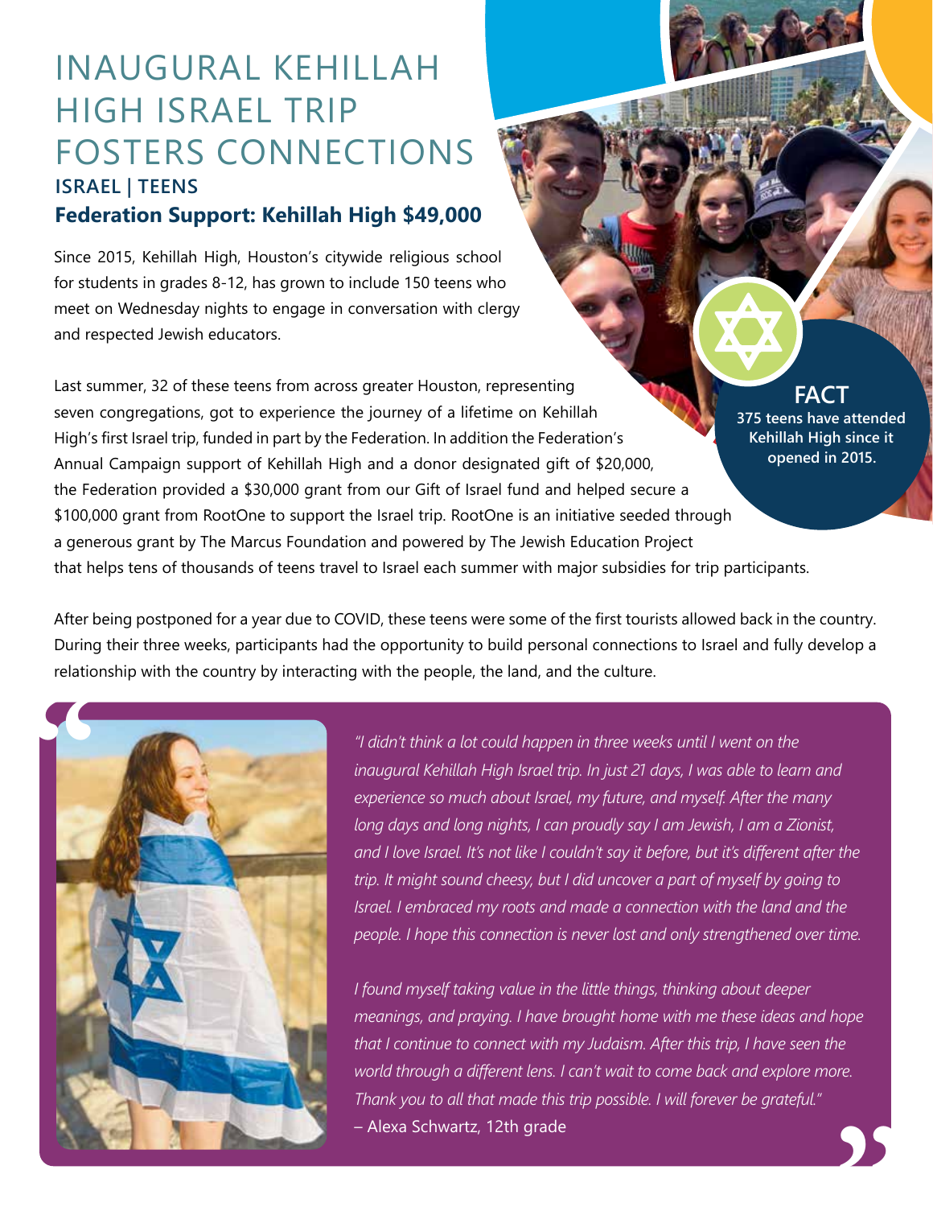# INAUGURAL KEHILLAH HIGH ISRAEL TRIP FOSTERS CONNECTIONS

**ISRAEL | TEENS**

**Federation Support: Kehillah High $49,000**

Since 2015, Kehillah High, Houston's citywide religious school for students in grades 8-12, has grown to include 150 teens who meet on Wednesday nights to engage in conversation with clergy and respected Jewish educators.

Last summer, 32 of these teens from across greater Houston, representing seven congregations, got to experience the journey of a lifetime on Kehillah High's first Israel trip, funded in part by the Federation. In addition the Federation's Annual Campaign support of Kehillah High and a donor designated gift of $20,000, the Federation provided a $30,000 grant from our Gift of Israel fund and helped secure a $100,000 grant from RootOne to support the Israel trip. RootOne is an initiative seeded through a generous grant by The Marcus Foundation and powered by The Jewish Education Project that helps tens of thousands of teens travel to Israel each summer with major subsidies for trip participants.

**FACT**

**375 teens have attended Kehillah High since it opened in 2015.**

After being postponed for a year due to COVID, these teens were some of the first tourists allowed back in the country. During their three weeks, participants had the opportunity to build personal connections to Israel and fully develop a relationship with the country by interacting with the people, the land, and the culture.

> *"I didn't think a lot could happen in three weeks until I went on the inaugural Kehillah High Israel trip. In just 21 days, I was able to learn and experience so much about Israel, my future, and myself. After the many long days and long nights, I can proudly say I am Jewish, I am a Zionist, and I love Israel. It's not like I couldn't say it before, but it's different after the trip. It might sound cheesy, but I did uncover a part of myself by going to Israel. I embraced my roots and made a connection with the land and the people. I hope this connection is never lost and only strengthened over time.*
>
> *I found myself taking value in the little things, thinking about deeper meanings, and praying. I have brought home with me these ideas and hope that I continue to connect with my Judaism. After this trip, I have seen the world through a different lens. I can't wait to come back and explore more. Thank you to all that made this trip possible. I will forever be grateful."*
>
> – Alexa Schwartz, 12th grade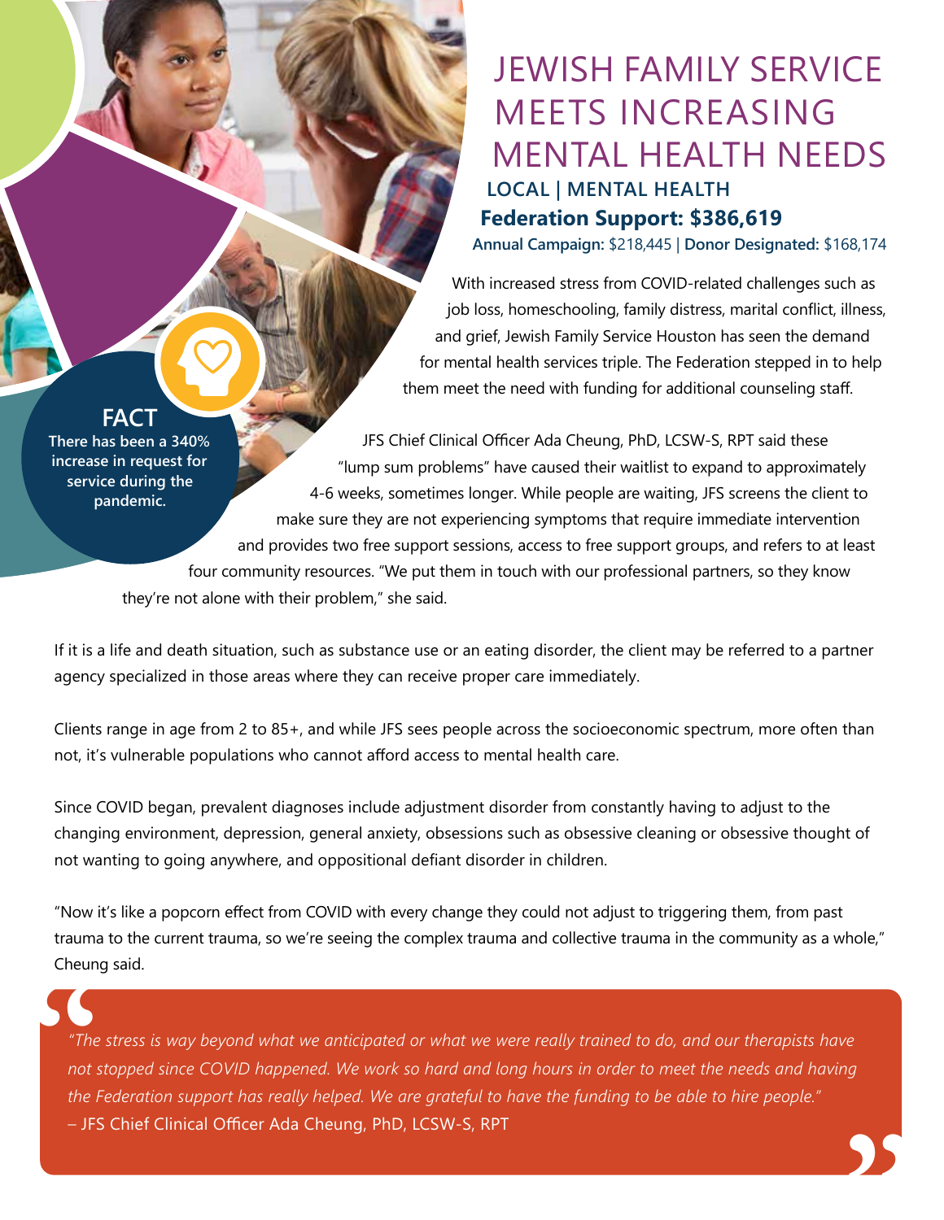# JEWISH FAMILY SERVICE MEETS INCREASING MENTAL HEALTH NEEDS

**LOCAL | MENTAL HEALTH**

**Federation Support: $386,619**

**Annual Campaign:** $218,445 | **Donor Designated:** $168,174

**FACT**
**There has been a 340% increase in request for service during the pandemic.**

With increased stress from COVID-related challenges such as job loss, homeschooling, family distress, marital conflict, illness, and grief, Jewish Family Service Houston has seen the demand for mental health services triple. The Federation stepped in to help them meet the need with funding for additional counseling staff.

JFS Chief Clinical Officer Ada Cheung, PhD, LCSW-S, RPT said these "lump sum problems" have caused their waitlist to expand to approximately 4-6 weeks, sometimes longer. While people are waiting, JFS screens the client to make sure they are not experiencing symptoms that require immediate intervention and provides two free support sessions, access to free support groups, and refers to at least four community resources. "We put them in touch with our professional partners, so they know they're not alone with their problem," she said.

If it is a life and death situation, such as substance use or an eating disorder, the client may be referred to a partner agency specialized in those areas where they can receive proper care immediately.

Clients range in age from 2 to 85+, and while JFS sees people across the socioeconomic spectrum, more often than not, it's vulnerable populations who cannot afford access to mental health care.

Since COVID began, prevalent diagnoses include adjustment disorder from constantly having to adjust to the changing environment, depression, general anxiety, obsessions such as obsessive cleaning or obsessive thought of not wanting to going anywhere, and oppositional defiant disorder in children.

"Now it's like a popcorn effect from COVID with every change they could not adjust to triggering them, from past trauma to the current trauma, so we're seeing the complex trauma and collective trauma in the community as a whole," Cheung said.

> *"The stress is way beyond what we anticipated or what we were really trained to do, and our therapists have not stopped since COVID happened. We work so hard and long hours in order to meet the needs and having the Federation support has really helped. We are grateful to have the funding to be able to hire people."*
> – JFS Chief Clinical Officer Ada Cheung, PhD, LCSW-S, RPT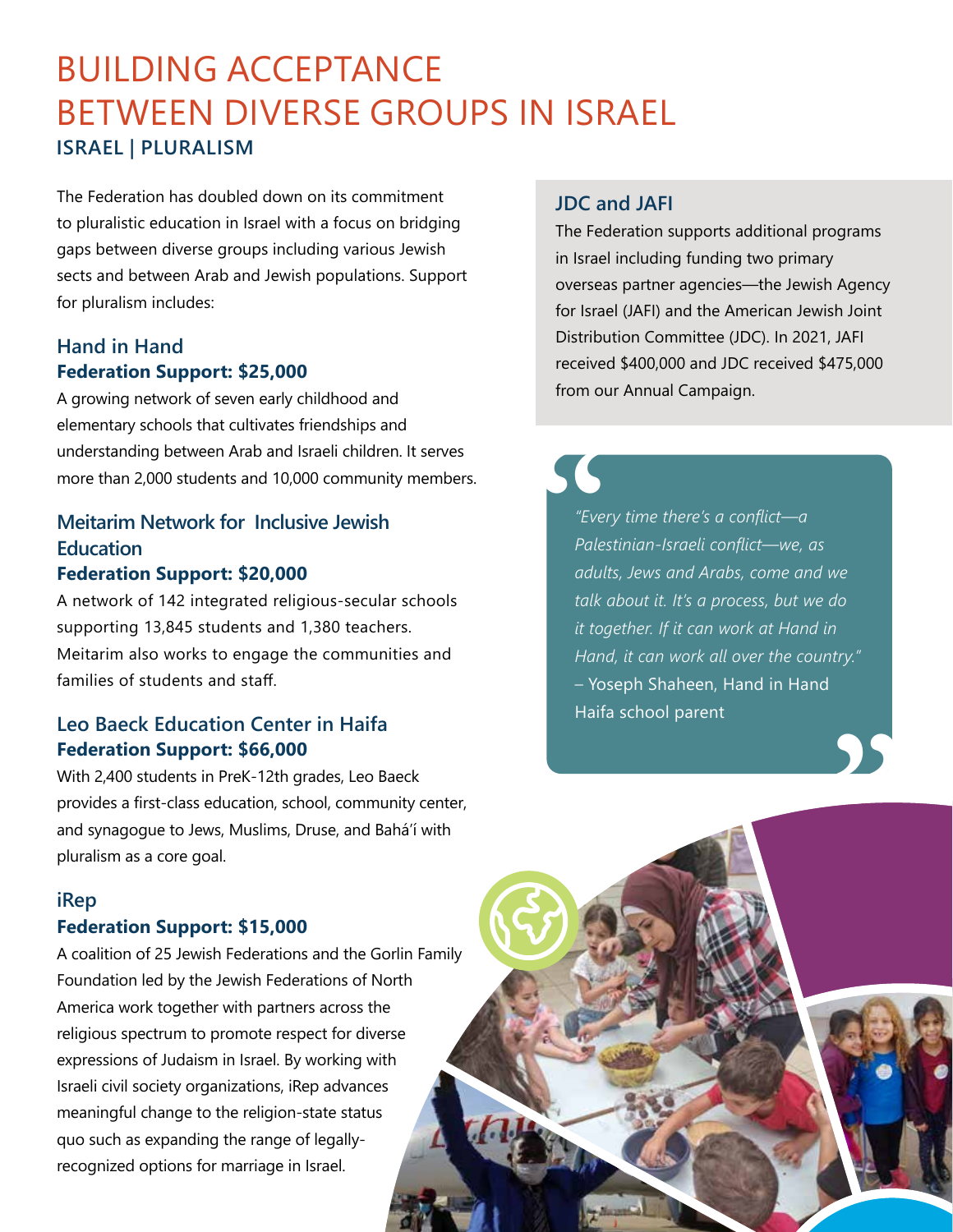# BUILDING ACCEPTANCE BETWEEN DIVERSE GROUPS IN ISRAEL

**ISRAEL | PLURALISM**

The Federation has doubled down on its commitment to pluralistic education in Israel with a focus on bridging gaps between diverse groups including various Jewish sects and between Arab and Jewish populations. Support for pluralism includes:

## Hand in Hand

**Federation Support: $25,000**

A growing network of seven early childhood and elementary schools that cultivates friendships and understanding between Arab and Israeli children. It serves more than 2,000 students and 10,000 community members.

## Meitarim Network for Inclusive Jewish Education

**Federation Support: $20,000**

A network of 142 integrated religious-secular schools supporting 13,845 students and 1,380 teachers. Meitarim also works to engage the communities and families of students and staff.

## Leo Baeck Education Center in Haifa

**Federation Support: $66,000**

With 2,400 students in PreK-12th grades, Leo Baeck provides a first-class education, school, community center, and synagogue to Jews, Muslims, Druse, and Bahá'í with pluralism as a core goal.

## iRep

**Federation Support: $15,000**

A coalition of 25 Jewish Federations and the Gorlin Family Foundation led by the Jewish Federations of North America work together with partners across the religious spectrum to promote respect for diverse expressions of Judaism in Israel. By working with Israeli civil society organizations, iRep advances meaningful change to the religion-state status quo such as expanding the range of legally-recognized options for marriage in Israel.

## JDC and JAFI

The Federation supports additional programs in Israel including funding two primary overseas partner agencies—the Jewish Agency for Israel (JAFI) and the American Jewish Joint Distribution Committee (JDC). In 2021, JAFI received $400,000 and JDC received $475,000 from our Annual Campaign.

> *"Every time there's a conflict—a Palestinian-Israeli conflict—we, as adults, Jews and Arabs, come and we talk about it. It's a process, but we do it together. If it can work at Hand in Hand, it can work all over the country."*
> – Yoseph Shaheen, Hand in Hand Haifa school parent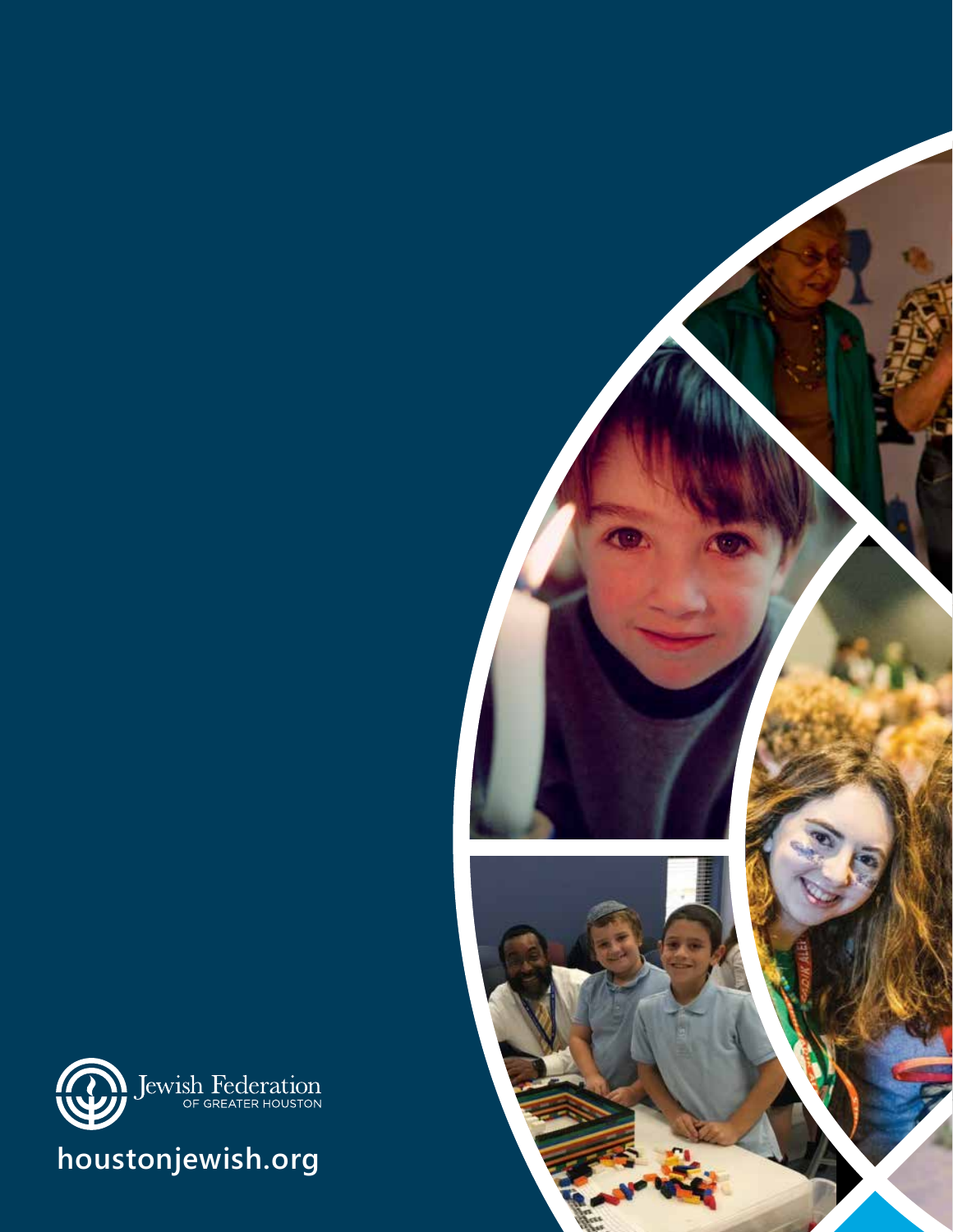Jewish Federation
OF GREATER HOUSTON

houstonjewish.org